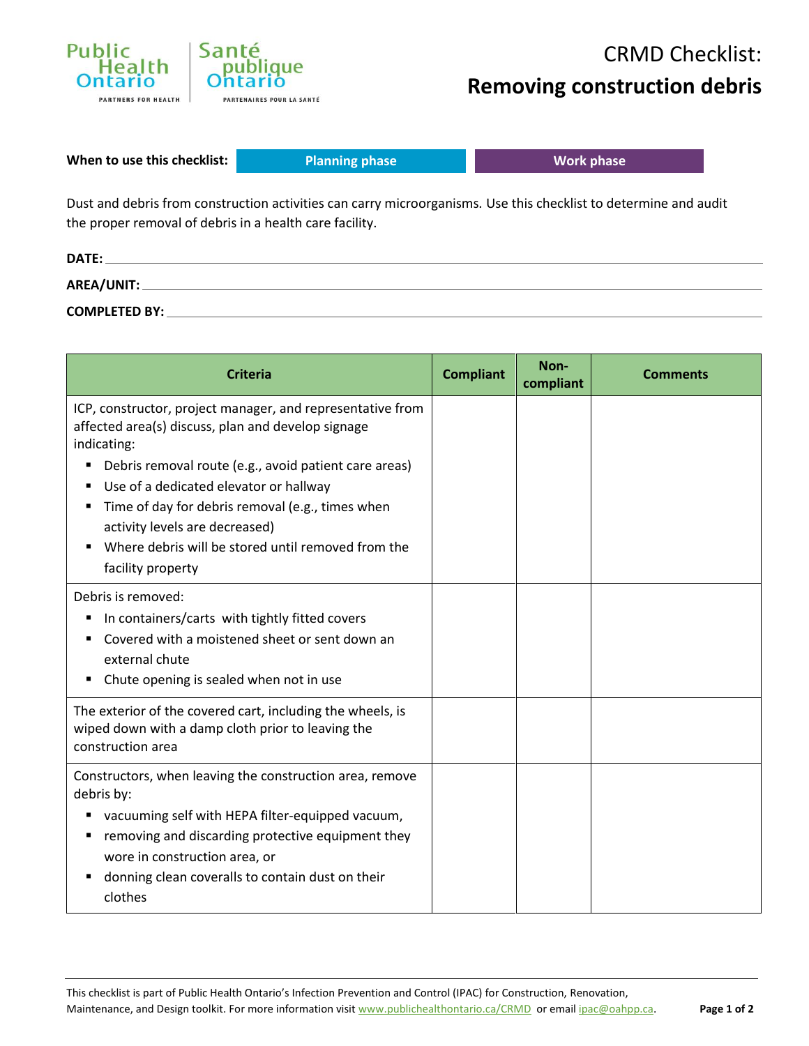# CRMD Checklist: Removing construction debris

**When to use this checklist:** Planning phase | Work phase

Dust and debris from construction activities can carry microorganisms. Use this checklist to determine and audit the proper removal of debris in a health care facility.

**DATE:** ______________________

**AREA/UNIT:** ______________________

**COMPLETED BY:** ______________________

| Criteria | Compliant | Non-compliant | Comments |
|---|---|---|---|
| ICP, constructor, project manager, and representative from affected area(s) discuss, plan and develop signage indicating:<br>▪ Debris removal route (e.g., avoid patient care areas)<br>▪ Use of a dedicated elevator or hallway<br>▪ Time of day for debris removal (e.g., times when activity levels are decreased)<br>▪ Where debris will be stored until removed from the facility property | | | |
| Debris is removed:<br>▪ In containers/carts with tightly fitted covers<br>▪ Covered with a moistened sheet or sent down an external chute<br>▪ Chute opening is sealed when not in use | | | |
| The exterior of the covered cart, including the wheels, is wiped down with a damp cloth prior to leaving the construction area | | | |
| Constructors, when leaving the construction area, remove debris by:<br>▪ vacuuming self with HEPA filter-equipped vacuum,<br>▪ removing and discarding protective equipment they wore in construction area, or<br>▪ donning clean coveralls to contain dust on their clothes | | | |

This checklist is part of Public Health Ontario's Infection Prevention and Control (IPAC) for Construction, Renovation, Maintenance, and Design toolkit. For more information visit www.publichealthontario.ca/CRMD or email ipac@oahpp.ca.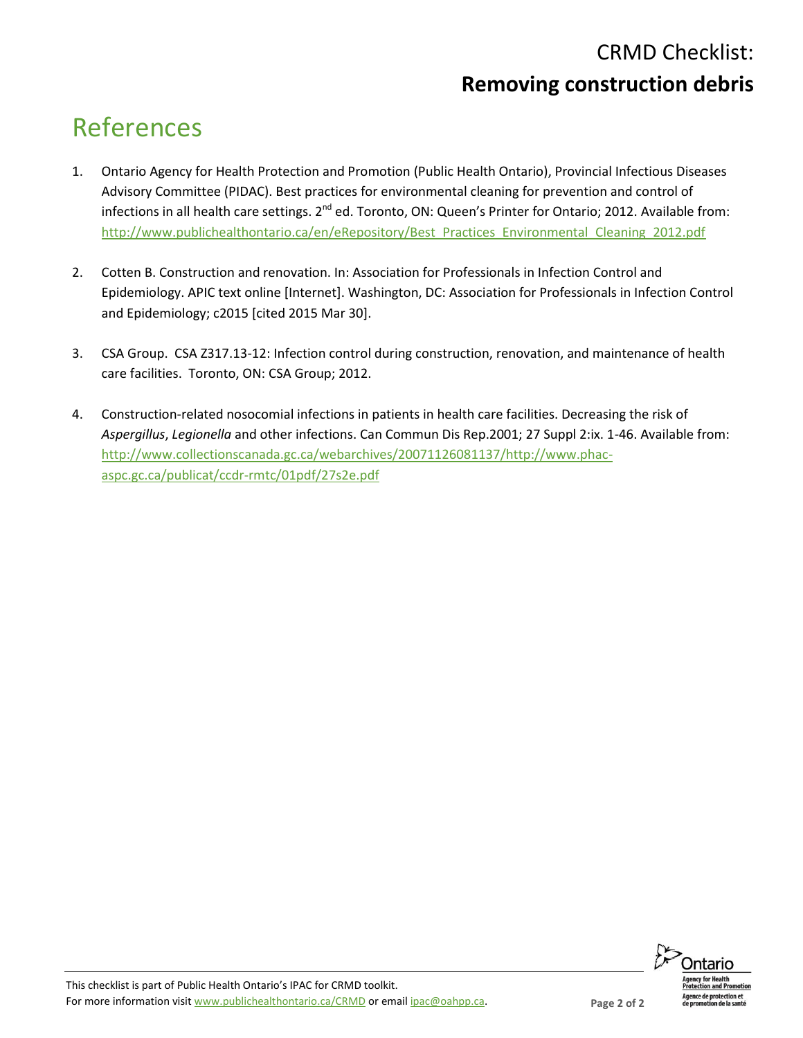# References

1. Ontario Agency for Health Protection and Promotion (Public Health Ontario), Provincial Infectious Diseases Advisory Committee (PIDAC). Best practices for environmental cleaning for prevention and control of infections in all health care settings. 2nd ed. Toronto, ON: Queen's Printer for Ontario; 2012. Available from: http://www.publichealthontario.ca/en/eRepository/Best_Practices_Environmental_Cleaning_2012.pdf

2. Cotten B. Construction and renovation. In: Association for Professionals in Infection Control and Epidemiology. APIC text online [Internet]. Washington, DC: Association for Professionals in Infection Control and Epidemiology; c2015 [cited 2015 Mar 30].

3. CSA Group. CSA Z317.13-12: Infection control during construction, renovation, and maintenance of health care facilities. Toronto, ON: CSA Group; 2012.

4. Construction-related nosocomial infections in patients in health care facilities. Decreasing the risk of *Aspergillus*, *Legionella* and other infections. Can Commun Dis Rep.2001; 27 Suppl 2:ix. 1-46. Available from: http://www.collectionscanada.gc.ca/webarchives/20071126081137/http://www.phac-aspc.gc.ca/publicat/ccdr-rmtc/01pdf/27s2e.pdf

This checklist is part of Public Health Ontario's IPAC for CRMD toolkit.
For more information visit www.publichealthontario.ca/CRMD or email ipac@oahpp.ca.